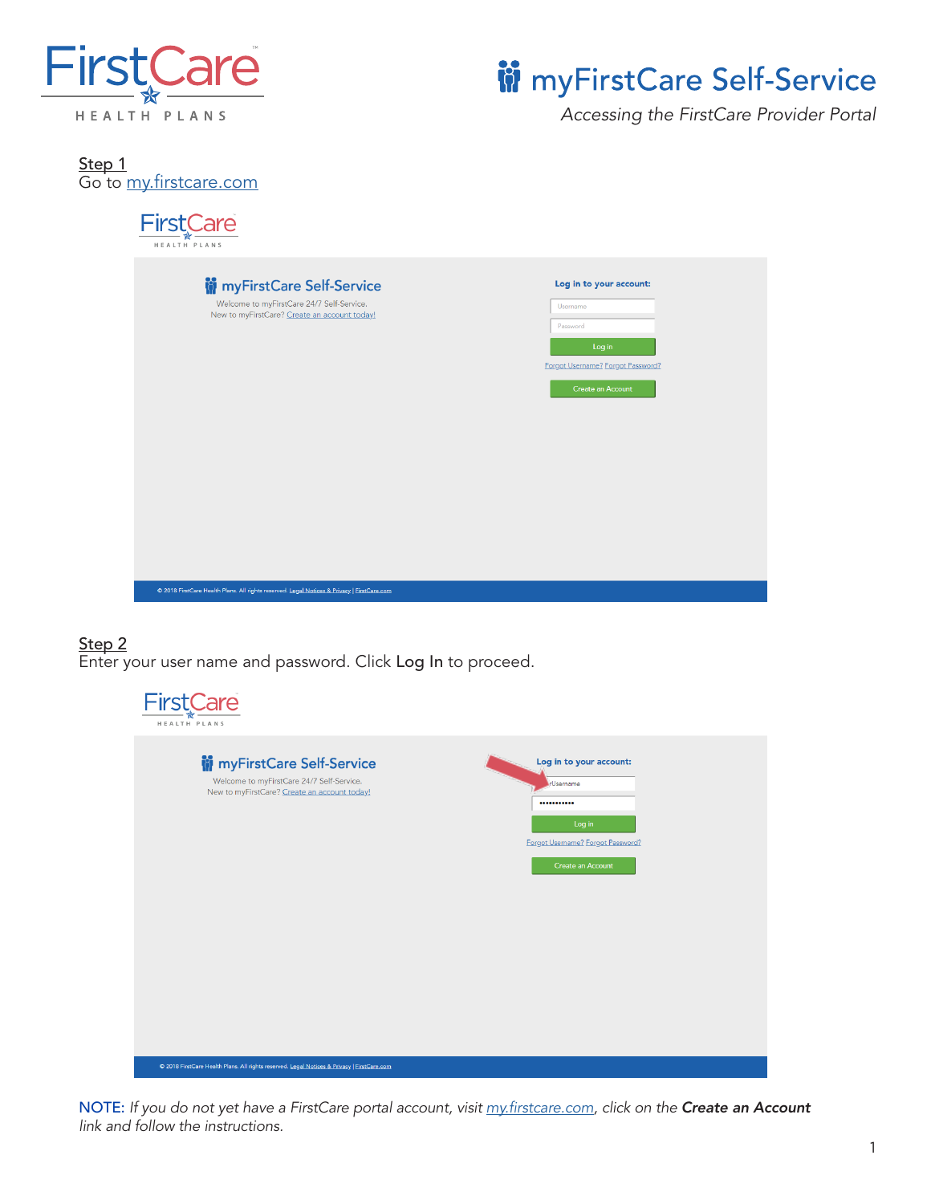# myFirstCare Self-Service

*Accessing the FirstCare Provider Portal*

**Step 1**

Go to [my.firstcare.com](my.firstcare.com)

**Step 2**

Enter your user name and password. Click **Log In** to proceed.

NOTE: *If you do not yet have a FirstCare portal account, visit [my.firstcare.com](my.firstcare.com), click on the* ***Create an Account*** *link and follow the instructions.*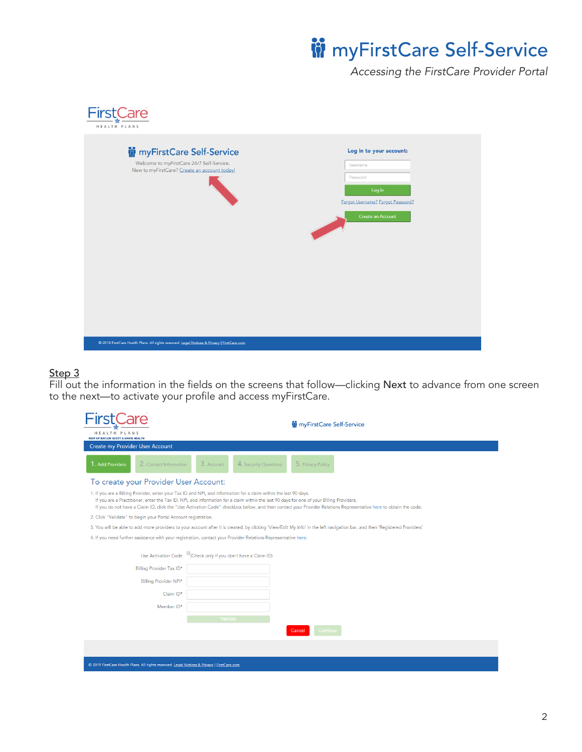## Step 3

Fill out the information in the fields on the screens that follow—clicking **Next** to advance from one screen to the next—to activate your profile and access myFirstCare.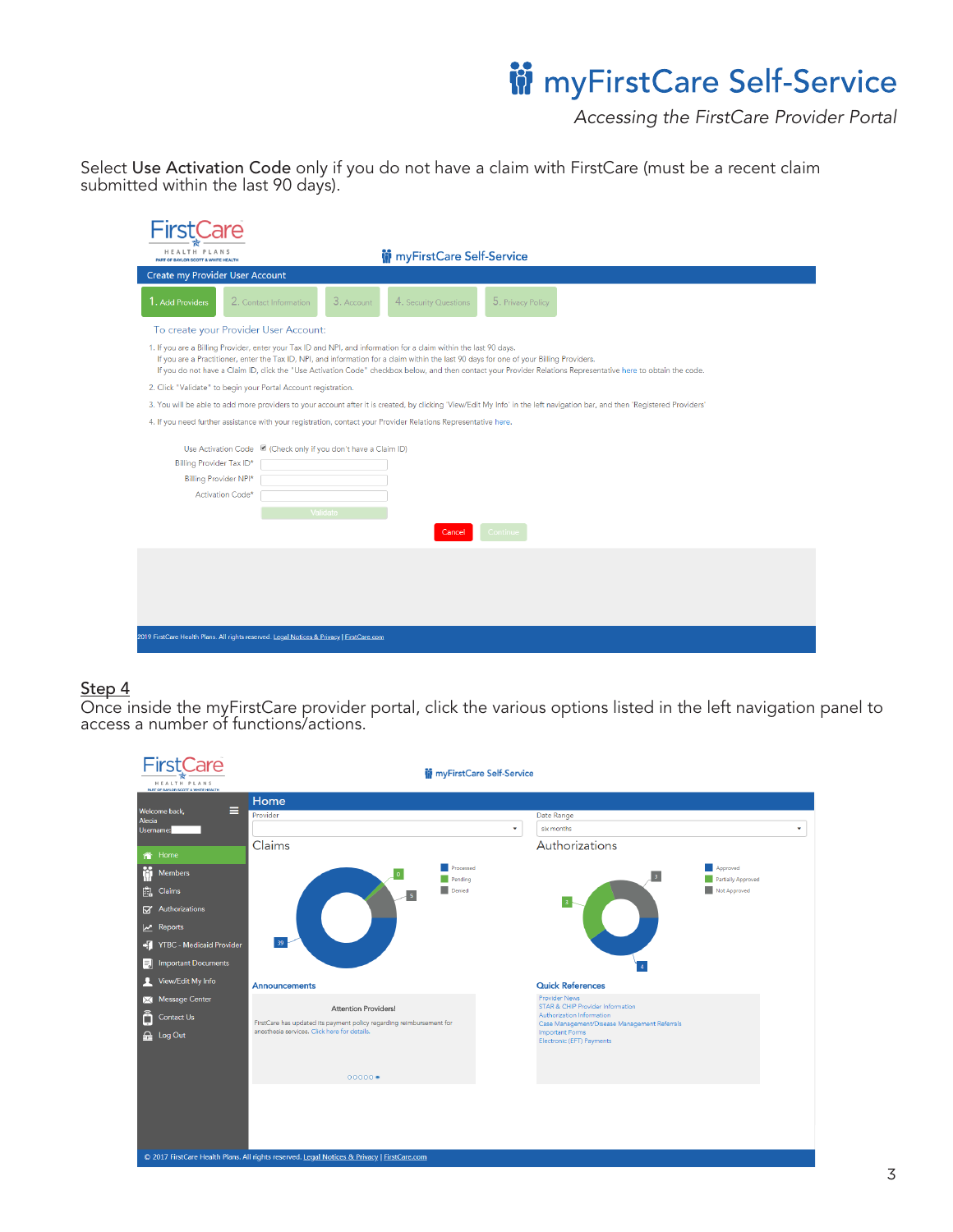Select **Use Activation Code** only if you do not have a claim with FirstCare (must be a recent claim submitted within the last 90 days).

FirstCare HEALTH PLANS PART OF BAYLOR SCOTT & WHITE HEALTH

myFirstCare Self-Service

Create my Provider User Account

1. Add Providers | 2. Contact Information | 3. Account | 4. Security Questions | 5. Privacy Policy

To create your Provider User Account:

1. If you are a Billing Provider, enter your Tax ID and NPI, and information for a claim within the last 90 days.
   If you are a Practitioner, enter the Tax ID, NPI, and information for a claim within the last 90 days for one of your Billing Providers.
   If you do not have a Claim ID, click the "Use Activation Code" checkbox below, and then contact your Provider Relations Representative here to obtain the code.
2. Click "Validate" to begin your Portal Account registration.
3. You will be able to add more providers to your account after it is created, by clicking 'View/Edit My Info' in the left navigation bar, and then 'Registered Providers'.
4. If you need further assistance with your registration, contact your Provider Relations Representative here.

Use Activation Code (Check only if you don't have a Claim ID)

Billing Provider Tax ID*

Billing Provider NPI*

Activation Code*

Validate

Cancel | Continue

2019 FirstCare Health Plans. All rights reserved. Legal Notices & Privacy | FirstCare.com

## Step 4

Once inside the myFirstCare provider portal, click the various options listed in the left navigation panel to access a number of functions/actions.

FirstCare HEALTH PLANS PART OF BAYLOR SCOTT & WHITE HEALTH

myFirstCare Self-Service

Home

Welcome back, Alecia Username:

- Home
- Members
- Claims
- Authorizations
- Reports
- YTBC - Medicaid Provider
- Important Documents
- View/Edit My Info
- Message Center
- Contact Us
- Log Out

Provider

Date Range: six months

Claims

Processed, Pending, Denied — 39, 0, 5

Authorizations

Approved, Partially Approved, Not Approved — 3, 3, 4

Announcements

Attention Providers!

FirstCare has updated its payment policy regarding reimbursement for anesthesia services. Click here for details.

Quick References

- Provider News
- STAR & CHIP Provider Information
- Authorization Information
- Case Management/Disease Management Referrals
- Important Forms
- Electronic (EFT) Payments

© 2017 FirstCare Health Plans. All rights reserved. Legal Notices & Privacy | FirstCare.com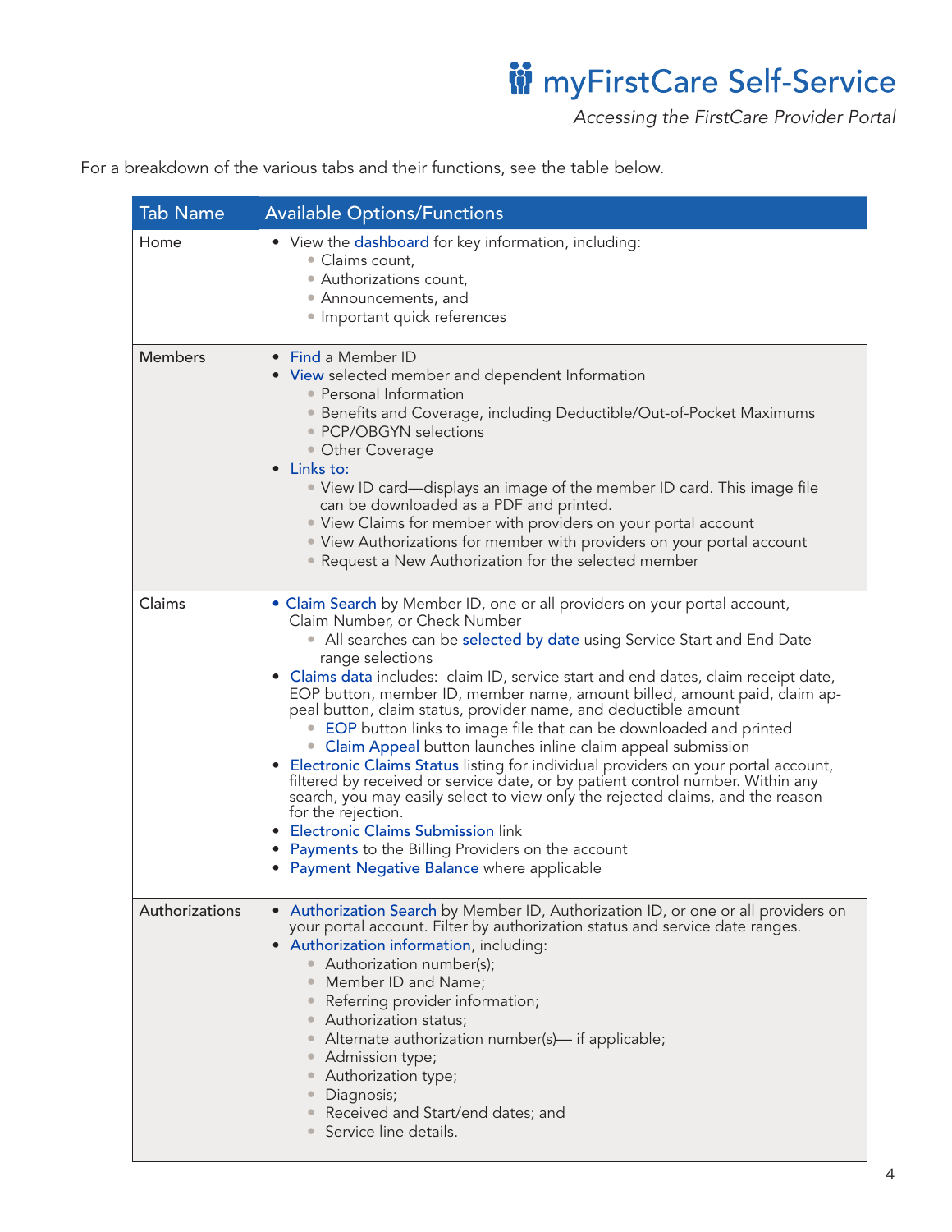For a breakdown of the various tabs and their functions, see the table below.

| Tab Name | Available Options/Functions |
| --- | --- |
| Home | • View the dashboard for key information, including:<br>◦ Claims count,<br>◦ Authorizations count,<br>◦ Announcements, and<br>◦ Important quick references |
| Members | • Find a Member ID<br>• View selected member and dependent Information<br>◦ Personal Information<br>◦ Benefits and Coverage, including Deductible/Out-of-Pocket Maximums<br>◦ PCP/OBGYN selections<br>◦ Other Coverage<br>• Links to:<br>◦ View ID card—displays an image of the member ID card. This image file can be downloaded as a PDF and printed.<br>◦ View Claims for member with providers on your portal account<br>◦ View Authorizations for member with providers on your portal account<br>◦ Request a New Authorization for the selected member |
| Claims | • Claim Search by Member ID, one or all providers on your portal account, Claim Number, or Check Number<br>◦ All searches can be selected by date using Service Start and End Date range selections<br>• Claims data includes: claim ID, service start and end dates, claim receipt date, EOP button, member ID, member name, amount billed, amount paid, claim appeal button, claim status, provider name, and deductible amount<br>◦ EOP button links to image file that can be downloaded and printed<br>◦ Claim Appeal button launches inline claim appeal submission<br>• Electronic Claims Status listing for individual providers on your portal account, filtered by received or service date, or by patient control number. Within any search, you may easily select to view only the rejected claims, and the reason for the rejection.<br>• Electronic Claims Submission link<br>• Payments to the Billing Providers on the account<br>• Payment Negative Balance where applicable |
| Authorizations | • Authorization Search by Member ID, Authorization ID, or one or all providers on your portal account. Filter by authorization status and service date ranges.<br>• Authorization information, including:<br>◦ Authorization number(s);<br>◦ Member ID and Name;<br>◦ Referring provider information;<br>◦ Authorization status;<br>◦ Alternate authorization number(s)— if applicable;<br>◦ Admission type;<br>◦ Authorization type;<br>◦ Diagnosis;<br>◦ Received and Start/end dates; and<br>◦ Service line details. |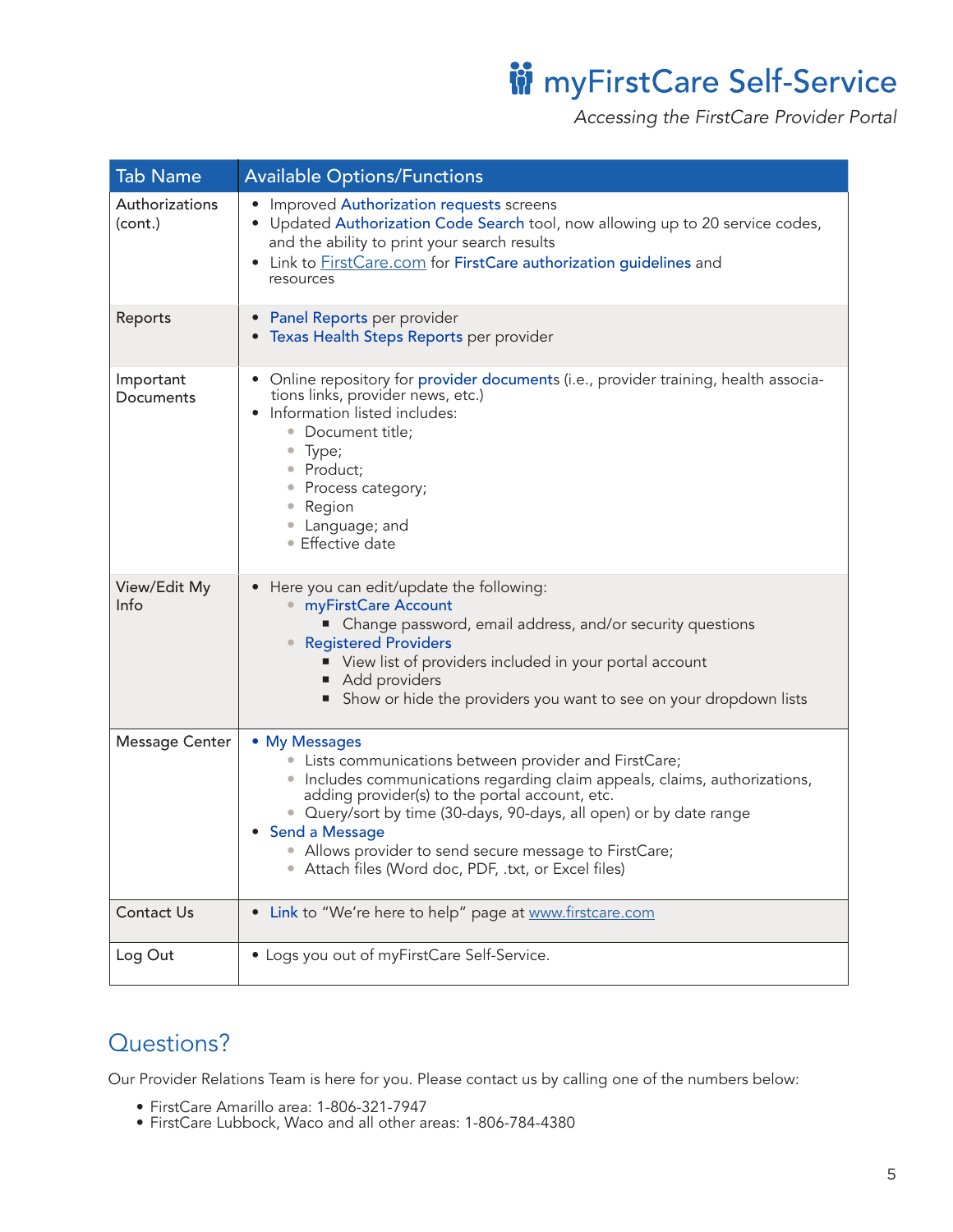| Tab Name | Available Options/Functions |
|---|---|
| Authorizations (cont.) | • Improved Authorization requests screens<br>• Updated Authorization Code Search tool, now allowing up to 20 service codes, and the ability to print your search results<br>• Link to FirstCare.com for FirstCare authorization guidelines and resources |
| Reports | • Panel Reports per provider<br>• Texas Health Steps Reports per provider |
| Important Documents | • Online repository for provider documents (i.e., provider training, health associations links, provider news, etc.)<br>• Information listed includes:<br>&nbsp;&nbsp;◦ Document title;<br>&nbsp;&nbsp;◦ Type;<br>&nbsp;&nbsp;◦ Product;<br>&nbsp;&nbsp;◦ Process category;<br>&nbsp;&nbsp;◦ Region<br>&nbsp;&nbsp;◦ Language; and<br>&nbsp;&nbsp;◦ Effective date |
| View/Edit My Info | • Here you can edit/update the following:<br>&nbsp;&nbsp;◦ myFirstCare Account<br>&nbsp;&nbsp;&nbsp;&nbsp;▪ Change password, email address, and/or security questions<br>&nbsp;&nbsp;◦ Registered Providers<br>&nbsp;&nbsp;&nbsp;&nbsp;▪ View list of providers included in your portal account<br>&nbsp;&nbsp;&nbsp;&nbsp;▪ Add providers<br>&nbsp;&nbsp;&nbsp;&nbsp;▪ Show or hide the providers you want to see on your dropdown lists |
| Message Center | • My Messages<br>&nbsp;&nbsp;◦ Lists communications between provider and FirstCare;<br>&nbsp;&nbsp;◦ Includes communications regarding claim appeals, claims, authorizations, adding provider(s) to the portal account, etc.<br>&nbsp;&nbsp;◦ Query/sort by time (30-days, 90-days, all open) or by date range<br>• Send a Message<br>&nbsp;&nbsp;◦ Allows provider to send secure message to FirstCare;<br>&nbsp;&nbsp;◦ Attach files (Word doc, PDF, .txt, or Excel files) |
| Contact Us | • Link to "We're here to help" page at www.firstcare.com |
| Log Out | • Logs you out of myFirstCare Self-Service. |

## Questions?

Our Provider Relations Team is here for you. Please contact us by calling one of the numbers below:

- FirstCare Amarillo area: 1-806-321-7947
- FirstCare Lubbock, Waco and all other areas: 1-806-784-4380